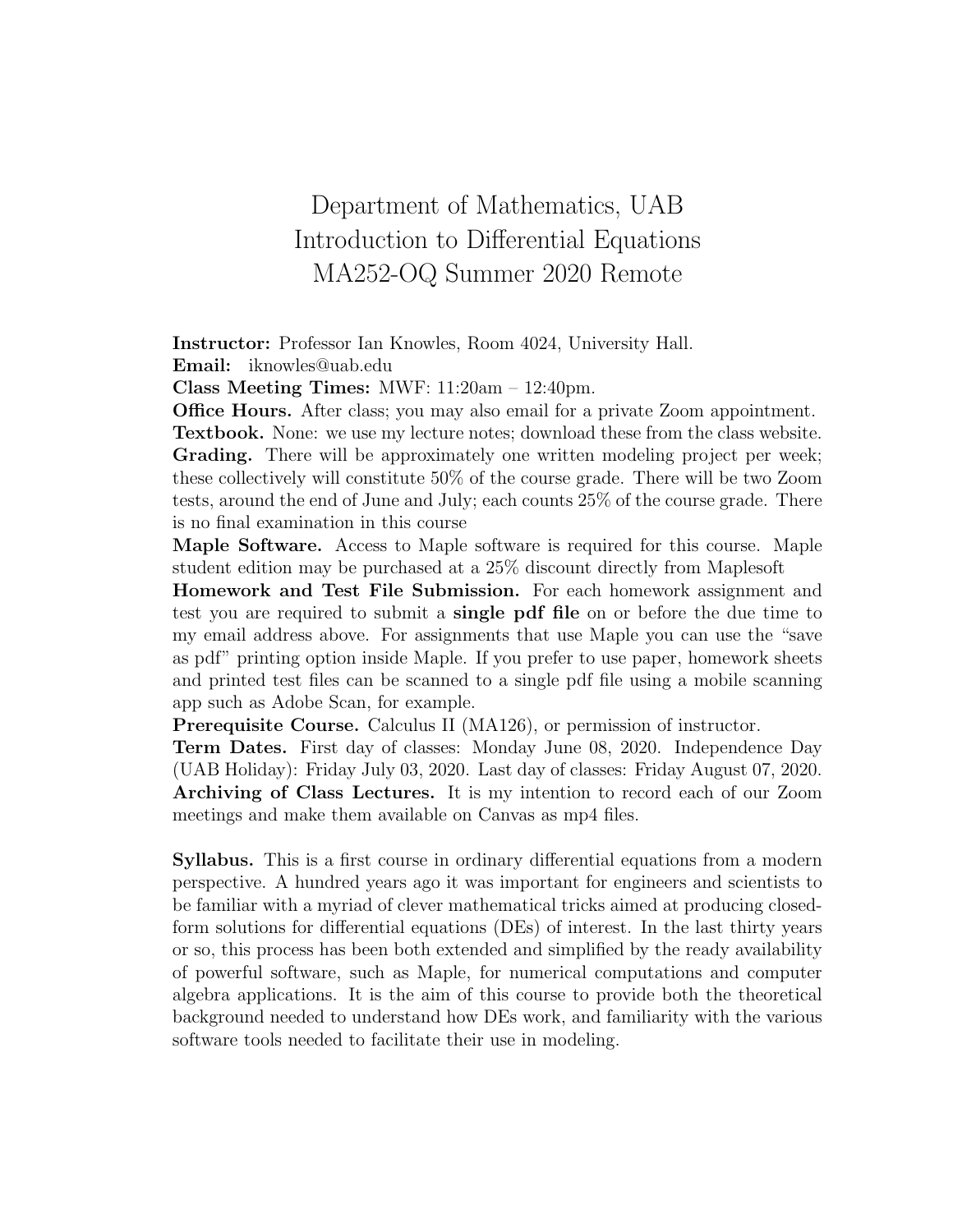# Department of Mathematics, UAB
# Introduction to Differential Equations
# MA252-OQ Summer 2020 Remote

**Instructor:** Professor Ian Knowles, Room 4024, University Hall.
**Email:** iknowles@uab.edu
**Class Meeting Times:** MWF: 11:20am – 12:40pm.
**Office Hours.** After class; you may also email for a private Zoom appointment.
**Textbook.** None: we use my lecture notes; download these from the class website.
**Grading.** There will be approximately one written modeling project per week; these collectively will constitute 50% of the course grade. There will be two Zoom tests, around the end of June and July; each counts 25% of the course grade. There is no final examination in this course
**Maple Software.** Access to Maple software is required for this course. Maple student edition may be purchased at a 25% discount directly from Maplesoft
**Homework and Test File Submission.** For each homework assignment and test you are required to submit a **single pdf file** on or before the due time to my email address above. For assignments that use Maple you can use the "save as pdf" printing option inside Maple. If you prefer to use paper, homework sheets and printed test files can be scanned to a single pdf file using a mobile scanning app such as Adobe Scan, for example.
**Prerequisite Course.** Calculus II (MA126), or permission of instructor.
**Term Dates.** First day of classes: Monday June 08, 2020. Independence Day (UAB Holiday): Friday July 03, 2020. Last day of classes: Friday August 07, 2020.
**Archiving of Class Lectures.** It is my intention to record each of our Zoom meetings and make them available on Canvas as mp4 files.

**Syllabus.** This is a first course in ordinary differential equations from a modern perspective. A hundred years ago it was important for engineers and scientists to be familiar with a myriad of clever mathematical tricks aimed at producing closed-form solutions for differential equations (DEs) of interest. In the last thirty years or so, this process has been both extended and simplified by the ready availability of powerful software, such as Maple, for numerical computations and computer algebra applications. It is the aim of this course to provide both the theoretical background needed to understand how DEs work, and familiarity with the various software tools needed to facilitate their use in modeling.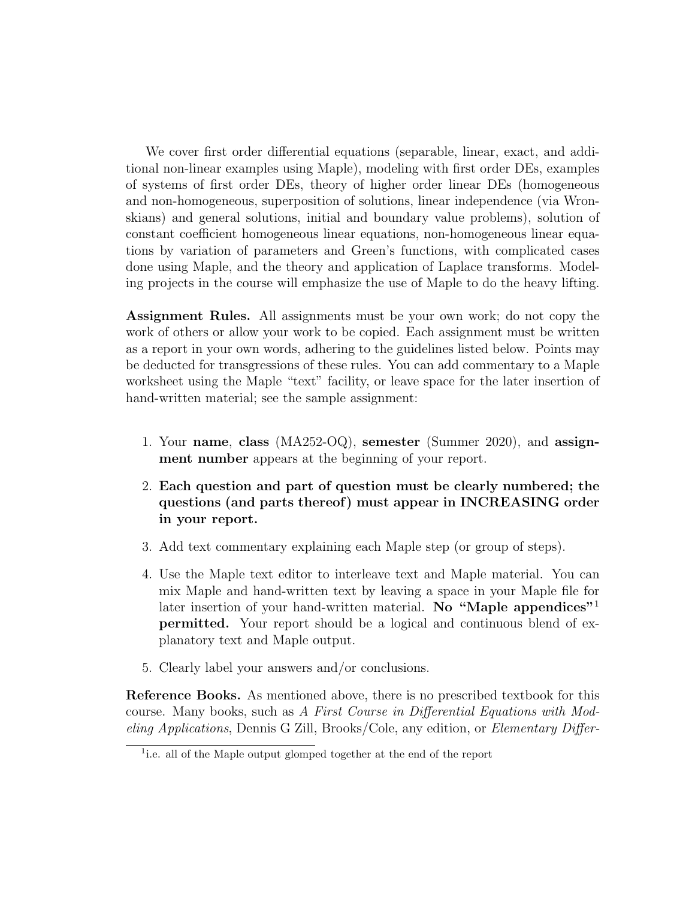We cover first order differential equations (separable, linear, exact, and additional non-linear examples using Maple), modeling with first order DEs, examples of systems of first order DEs, theory of higher order linear DEs (homogeneous and non-homogeneous, superposition of solutions, linear independence (via Wronskians) and general solutions, initial and boundary value problems), solution of constant coefficient homogeneous linear equations, non-homogeneous linear equations by variation of parameters and Green's functions, with complicated cases done using Maple, and the theory and application of Laplace transforms. Modeling projects in the course will emphasize the use of Maple to do the heavy lifting.

**Assignment Rules.** All assignments must be your own work; do not copy the work of others or allow your work to be copied. Each assignment must be written as a report in your own words, adhering to the guidelines listed below. Points may be deducted for transgressions of these rules. You can add commentary to a Maple worksheet using the Maple "text" facility, or leave space for the later insertion of hand-written material; see the sample assignment:

1. Your **name**, **class** (MA252-OQ), **semester** (Summer 2020), and **assignment number** appears at the beginning of your report.
2. **Each question and part of question must be clearly numbered; the questions (and parts thereof) must appear in INCREASING order in your report.**
3. Add text commentary explaining each Maple step (or group of steps).
4. Use the Maple text editor to interleave text and Maple material. You can mix Maple and hand-written text by leaving a space in your Maple file for later insertion of your hand-written material. **No "Maple appendices"[1] permitted.** Your report should be a logical and continuous blend of explanatory text and Maple output.
5. Clearly label your answers and/or conclusions.

**Reference Books.** As mentioned above, there is no prescribed textbook for this course. Many books, such as *A First Course in Differential Equations with Modeling Applications*, Dennis G Zill, Brooks/Cole, any edition, or *Elementary Differ-*

[1] i.e. all of the Maple output glomped together at the end of the report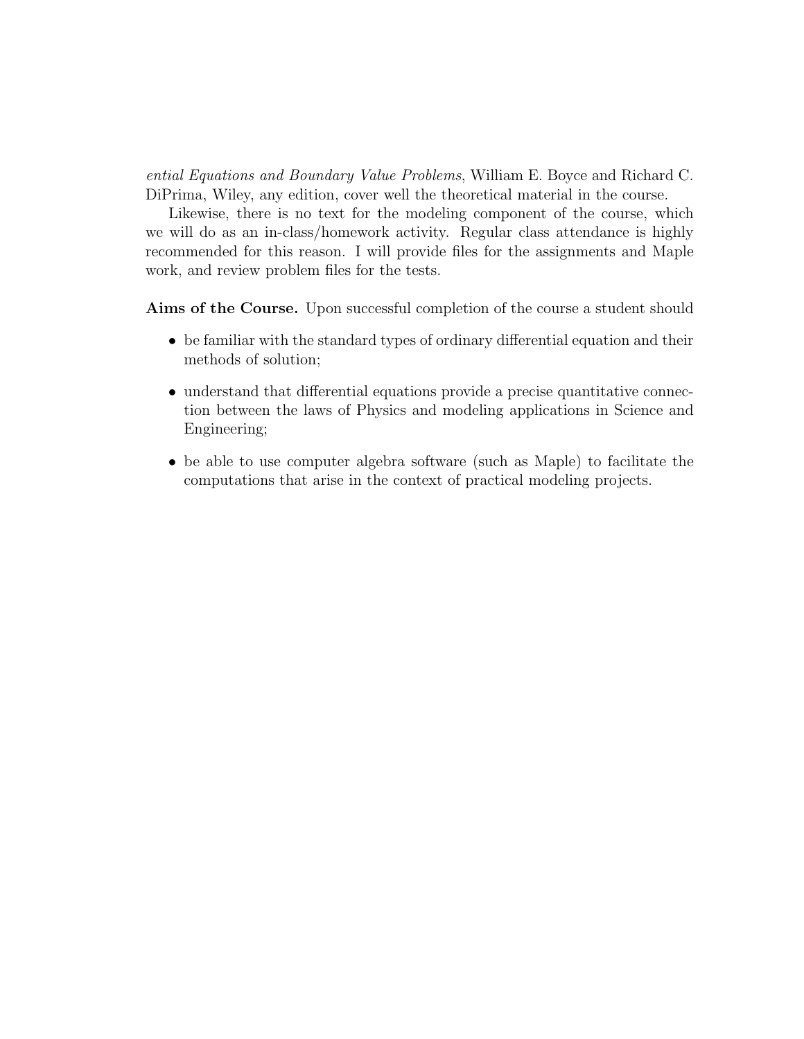*ential Equations and Boundary Value Problems*, William E. Boyce and Richard C. DiPrima, Wiley, any edition, cover well the theoretical material in the course.

Likewise, there is no text for the modeling component of the course, which we will do as an in-class/homework activity. Regular class attendance is highly recommended for this reason. I will provide files for the assignments and Maple work, and review problem files for the tests.

**Aims of the Course.** Upon successful completion of the course a student should

- be familiar with the standard types of ordinary differential equation and their methods of solution;
- understand that differential equations provide a precise quantitative connection between the laws of Physics and modeling applications in Science and Engineering;
- be able to use computer algebra software (such as Maple) to facilitate the computations that arise in the context of practical modeling projects.